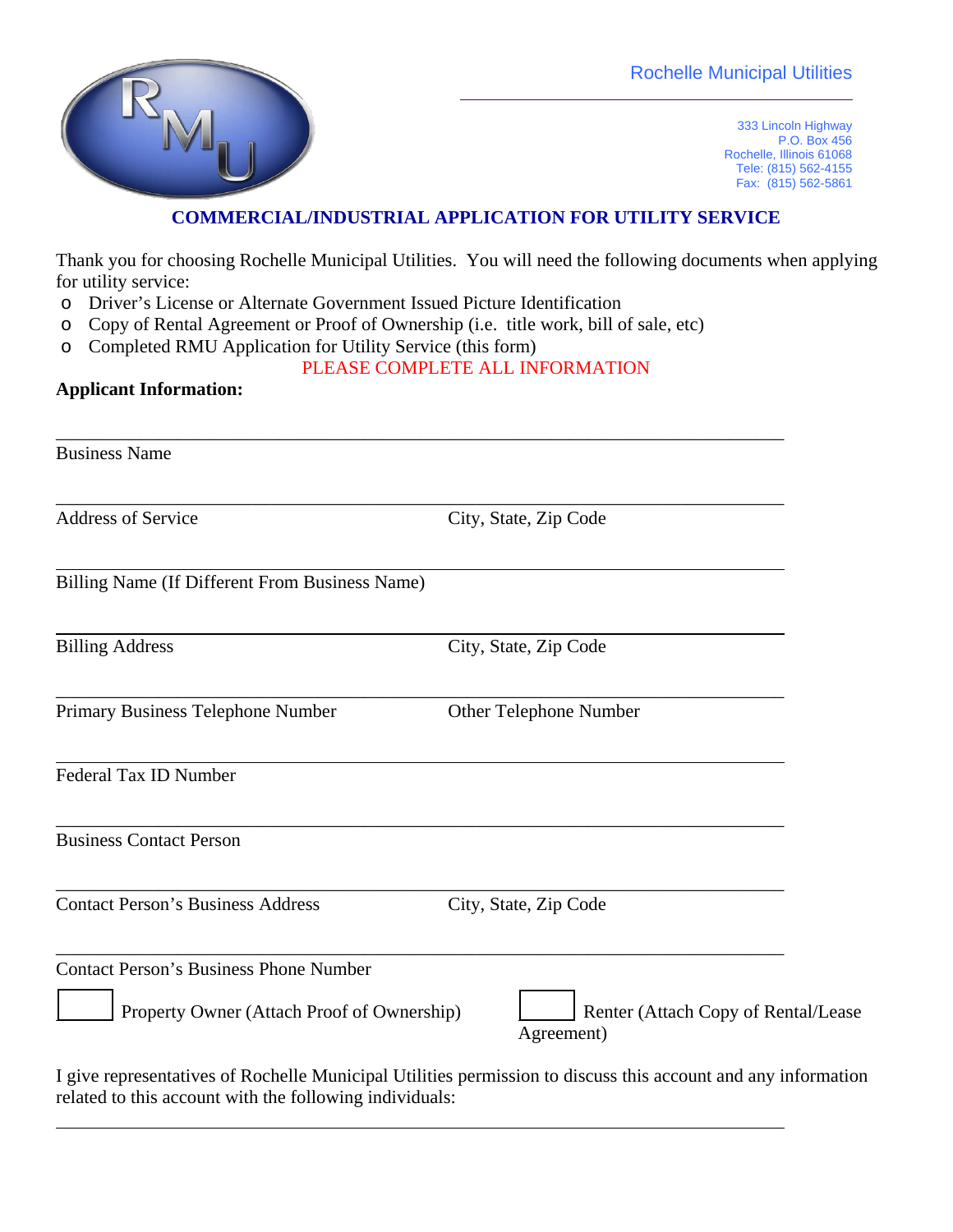Rochelle Municipal Utilities

333 Lincoln Highway
P.O. Box 456
Rochelle, Illinois 61068
Tele: (815) 562-4155
Fax: (815) 562-5861

## COMMERCIAL/INDUSTRIAL APPLICATION FOR UTILITY SERVICE

Thank you for choosing Rochelle Municipal Utilities. You will need the following documents when applying for utility service:

- Driver's License or Alternate Government Issued Picture Identification
- Copy of Rental Agreement or Proof of Ownership (i.e. title work, bill of sale, etc)
- Completed RMU Application for Utility Service (this form)

PLEASE COMPLETE ALL INFORMATION

**Applicant Information:**

_______________________________________________
Business Name

_______________________________________________
Address of Service | City, State, Zip Code

_______________________________________________
Billing Name (If Different From Business Name)

_______________________________________________
Billing Address | City, State, Zip Code

_______________________________________________
Primary Business Telephone Number | Other Telephone Number

_______________________________________________
Federal Tax ID Number

_______________________________________________
Business Contact Person

_______________________________________________
Contact Person's Business Address | City, State, Zip Code

_______________________________________________
Contact Person's Business Phone Number

☐ Property Owner (Attach Proof of Ownership) ☐ Renter (Attach Copy of Rental/Lease Agreement)

I give representatives of Rochelle Municipal Utilities permission to discuss this account and any information related to this account with the following individuals:

_______________________________________________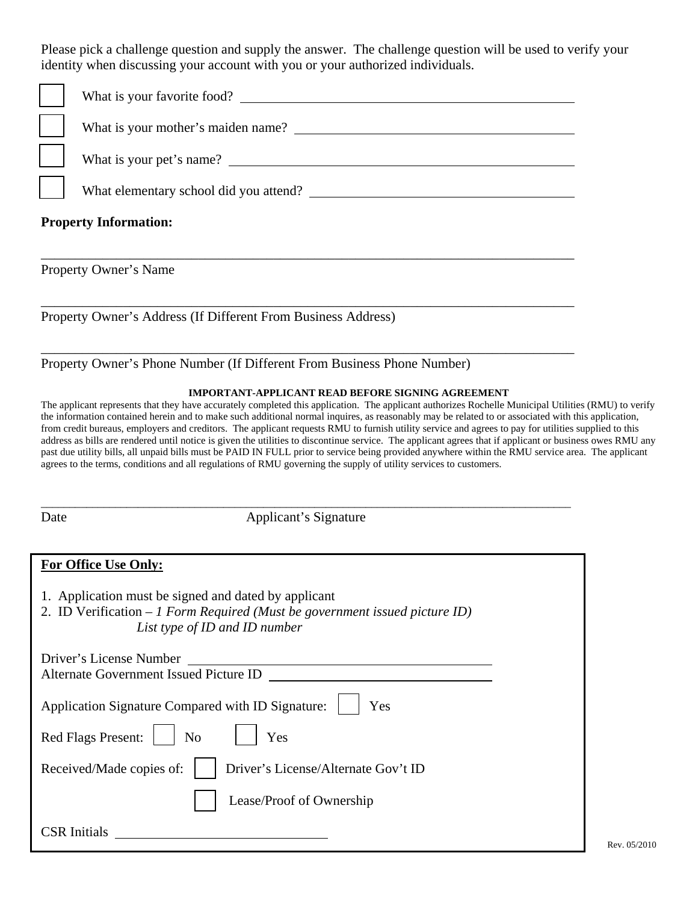Please pick a challenge question and supply the answer. The challenge question will be used to verify your identity when discussing your account with you or your authorized individuals.

- ☐ What is your favorite food? ______________________________
- ☐ What is your mother's maiden name? ______________________________
- ☐ What is your pet's name? ______________________________
- ☐ What elementary school did you attend? ______________________________

**Property Information:**

______________________________________________________________

Property Owner's Name

______________________________________________________________

Property Owner's Address (If Different From Business Address)

______________________________________________________________

Property Owner's Phone Number (If Different From Business Phone Number)

**IMPORTANT-APPLICANT READ BEFORE SIGNING AGREEMENT**

The applicant represents that they have accurately completed this application. The applicant authorizes Rochelle Municipal Utilities (RMU) to verify the information contained herein and to make such additional normal inquires, as reasonably may be related to or associated with this application, from credit bureaus, employers and creditors. The applicant requests RMU to furnish utility service and agrees to pay for utilities supplied to this address as bills are rendered until notice is given the utilities to discontinue service. The applicant agrees that if applicant or business owes RMU any past due utility bills, all unpaid bills must be PAID IN FULL prior to service being provided anywhere within the RMU service area. The applicant agrees to the terms, conditions and all regulations of RMU governing the supply of utility services to customers.

______________________________________________________________

Date Applicant's Signature

**For Office Use Only:**

1. Application must be signed and dated by applicant
2. ID Verification – *1 Form Required (Must be government issued picture ID)*
   *List type of ID and ID number*

Driver's License Number ______________________________

Alternate Government Issued Picture ID ______________________________

Application Signature Compared with ID Signature: ☐ Yes

Red Flags Present: ☐ No ☐ Yes

Received/Made copies of: ☐ Driver's License/Alternate Gov't ID

☐ Lease/Proof of Ownership

CSR Initials ______________________________

Rev. 05/2010